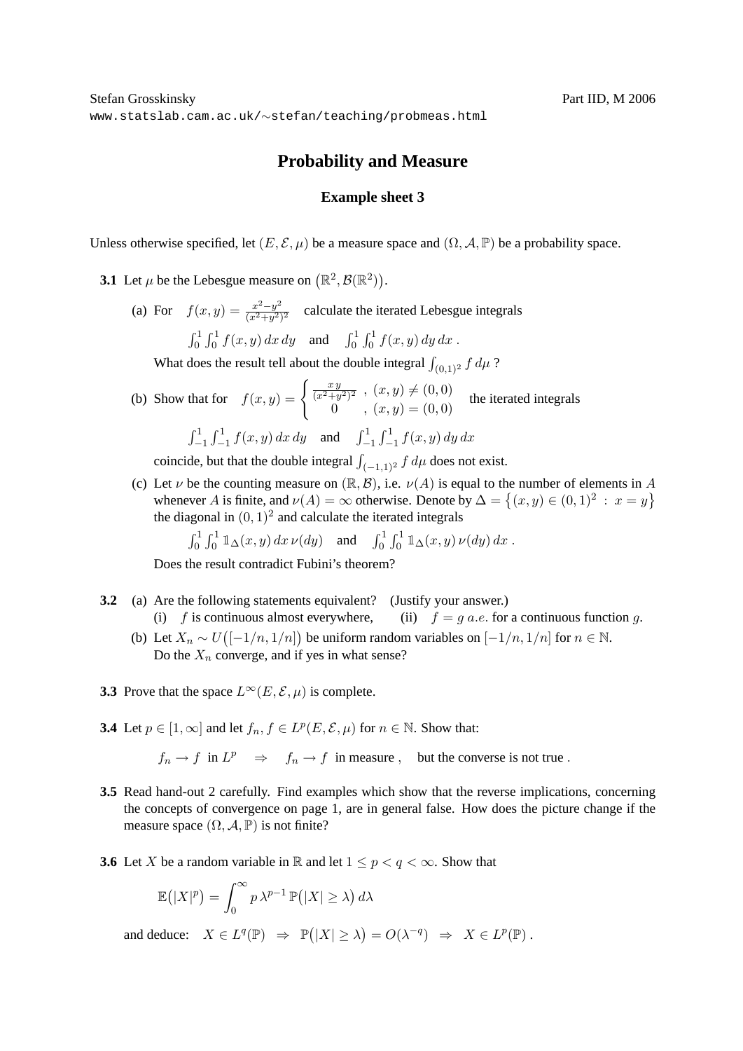Stefan Grosskinsky Part IID, M 2006
www.statslab.cam.ac.uk/∼stefan/teaching/probmeas.html

# Probability and Measure

## Example sheet 3

Unless otherwise specified, let $(E, \mathcal{E}, \mu)$ be a measure space and $(\Omega, \mathcal{A}, \mathbb{P})$ be a probability space.

**3.1** Let $\mu$ be the Lebesgue measure on $\big(\mathbb{R}^2, \mathcal{B}(\mathbb{R}^2)\big)$.

(a) For $f(x,y) = \frac{x^2-y^2}{(x^2+y^2)^2}$ calculate the iterated Lebesgue integrals

$$\int_0^1 \int_0^1 f(x,y)\,dx\,dy \quad \text{and} \quad \int_0^1 \int_0^1 f(x,y)\,dy\,dx\,.$$

What does the result tell about the double integral $\int_{(0,1)^2} f\,d\mu$ ?

(b) Show that for $f(x,y) = \begin{cases} \frac{x\,y}{(x^2+y^2)^2} & ,\ (x,y) \neq (0,0) \\ 0 & ,\ (x,y) = (0,0) \end{cases}$ the iterated integrals

$$\int_{-1}^1 \int_{-1}^1 f(x,y)\,dx\,dy \quad \text{and} \quad \int_{-1}^1 \int_{-1}^1 f(x,y)\,dy\,dx$$

coincide, but that the double integral $\int_{(-1,1)^2} f\,d\mu$ does not exist.

(c) Let $\nu$ be the counting measure on $(\mathbb{R}, \mathcal{B})$, i.e. $\nu(A)$ is equal to the number of elements in $A$ whenever $A$ is finite, and $\nu(A) = \infty$ otherwise. Denote by $\Delta = \big\{(x,y) \in (0,1)^2 \ :\ x = y\big\}$ the diagonal in $(0,1)^2$ and calculate the iterated integrals

$$\int_0^1 \int_0^1 \mathbb{1}_\Delta(x,y)\,dx\,\nu(dy) \quad \text{and} \quad \int_0^1 \int_0^1 \mathbb{1}_\Delta(x,y)\,\nu(dy)\,dx\,.$$

Does the result contradict Fubini's theorem?

**3.2** (a) Are the following statements equivalent? (Justify your answer.)
(i) $f$ is continuous almost everywhere, (ii) $f = g$ *a.e.* for a continuous function $g$.

(b) Let $X_n \sim U\big([-1/n, 1/n]\big)$ be uniform random variables on $[-1/n, 1/n]$ for $n \in \mathbb{N}$.
Do the $X_n$ converge, and if yes in what sense?

**3.3** Prove that the space $L^\infty(E, \mathcal{E}, \mu)$ is complete.

**3.4** Let $p \in [1, \infty]$ and let $f_n, f \in L^p(E, \mathcal{E}, \mu)$ for $n \in \mathbb{N}$. Show that:

$$f_n \to f \ \text{ in } L^p \quad \Rightarrow \quad f_n \to f \ \text{ in measure}\,, \quad \text{but the converse is not true}\,.$$

**3.5** Read hand-out 2 carefully. Find examples which show that the reverse implications, concerning the concepts of convergence on page 1, are in general false. How does the picture change if the measure space $(\Omega, \mathcal{A}, \mathbb{P})$ is not finite?

**3.6** Let $X$ be a random variable in $\mathbb{R}$ and let $1 \leq p < q < \infty$. Show that

$$\mathbb{E}\big(|X|^p\big) = \int_0^\infty p\,\lambda^{p-1}\,\mathbb{P}\big(|X| \geq \lambda\big)\,d\lambda$$

and deduce: $X \in L^q(\mathbb{P}) \ \Rightarrow\ \mathbb{P}\big(|X| \geq \lambda\big) = O(\lambda^{-q}) \ \Rightarrow\ X \in L^p(\mathbb{P})\,.$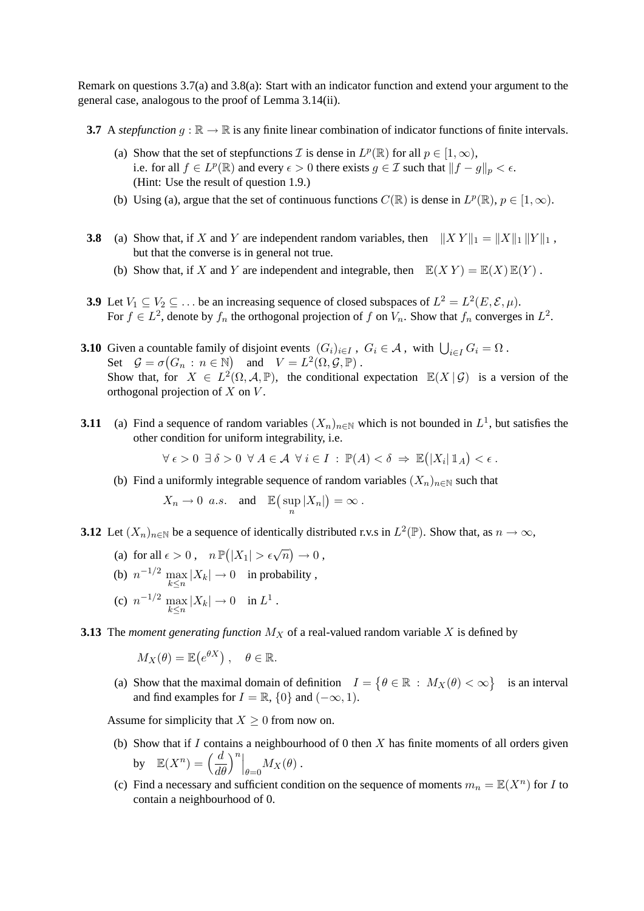Remark on questions 3.7(a) and 3.8(a): Start with an indicator function and extend your argument to the general case, analogous to the proof of Lemma 3.14(ii).

**3.7** A *stepfunction* $g : \mathbb{R} \to \mathbb{R}$ is any finite linear combination of indicator functions of finite intervals.

(a) Show that the set of stepfunctions $\mathcal{I}$ is dense in $L^p(\mathbb{R})$ for all $p \in [1, \infty)$,
i.e. for all $f \in L^p(\mathbb{R})$ and every $\epsilon > 0$ there exists $g \in \mathcal{I}$ such that $\|f - g\|_p < \epsilon$.
(Hint: Use the result of question 1.9.)

(b) Using (a), argue that the set of continuous functions $C(\mathbb{R})$ is dense in $L^p(\mathbb{R})$, $p \in [1, \infty)$.

**3.8** (a) Show that, if $X$ and $Y$ are independent random variables, then $\|X\,Y\|_1 = \|X\|_1 \, \|Y\|_1$, but that the converse is in general not true.

(b) Show that, if $X$ and $Y$ are independent and integrable, then $\mathbb{E}(X\,Y) = \mathbb{E}(X)\,\mathbb{E}(Y)$.

**3.9** Let $V_1 \subseteq V_2 \subseteq \ldots$ be an increasing sequence of closed subspaces of $L^2 = L^2(E, \mathcal{E}, \mu)$.
For $f \in L^2$, denote by $f_n$ the orthogonal projection of $f$ on $V_n$. Show that $f_n$ converges in $L^2$.

**3.10** Given a countable family of disjoint events $(G_i)_{i \in I}$, $G_i \in \mathcal{A}$, with $\bigcup_{i \in I} G_i = \Omega$.
Set $\mathcal{G} = \sigma\big(G_n : n \in \mathbb{N}\big)$ and $V = L^2(\Omega, \mathcal{G}, \mathbb{P})$.
Show that, for $X \in L^2(\Omega, \mathcal{A}, \mathbb{P})$, the conditional expectation $\mathbb{E}(X \,|\, \mathcal{G})$ is a version of the orthogonal projection of $X$ on $V$.

**3.11** (a) Find a sequence of random variables $(X_n)_{n \in \mathbb{N}}$ which is not bounded in $L^1$, but satisfies the other condition for uniform integrability, i.e.

$$\forall\, \epsilon > 0 \;\; \exists\, \delta > 0 \;\; \forall\, A \in \mathcal{A} \;\; \forall\, i \in I \; : \; \mathbb{P}(A) < \delta \;\Rightarrow\; \mathbb{E}\big(|X_i| \, \mathbb{1}_A\big) < \epsilon \, .$$

(b) Find a uniformly integrable sequence of random variables $(X_n)_{n \in \mathbb{N}}$ such that

$$X_n \to 0 \;\; a.s. \quad \text{and} \quad \mathbb{E}\big(\sup_n |X_n|\big) = \infty \, .$$

**3.12** Let $(X_n)_{n \in \mathbb{N}}$ be a sequence of identically distributed r.v.s in $L^2(\mathbb{P})$. Show that, as $n \to \infty$,

(a) for all $\epsilon > 0$, $\quad n\,\mathbb{P}\big(|X_1| > \epsilon\sqrt{n}\big) \to 0$,

(b) $n^{-1/2} \max_{k \leq n} |X_k| \to 0$ in probability,

(c) $n^{-1/2} \max_{k \leq n} |X_k| \to 0$ in $L^1$.

**3.13** The *moment generating function* $M_X$ of a real-valued random variable $X$ is defined by

$$M_X(\theta) = \mathbb{E}\big(e^{\theta X}\big) \, , \quad \theta \in \mathbb{R}.$$

(a) Show that the maximal domain of definition $I = \big\{\theta \in \mathbb{R} : M_X(\theta) < \infty\big\}$ is an interval and find examples for $I = \mathbb{R}$, $\{0\}$ and $(-\infty, 1)$.

Assume for simplicity that $X \geq 0$ from now on.

(b) Show that if $I$ contains a neighbourhood of 0 then $X$ has finite moments of all orders given by $\mathbb{E}(X^n) = \Big(\dfrac{d}{d\theta}\Big)^n \Big|_{\theta=0} M_X(\theta)$.

(c) Find a necessary and sufficient condition on the sequence of moments $m_n = \mathbb{E}(X^n)$ for $I$ to contain a neighbourhood of 0.